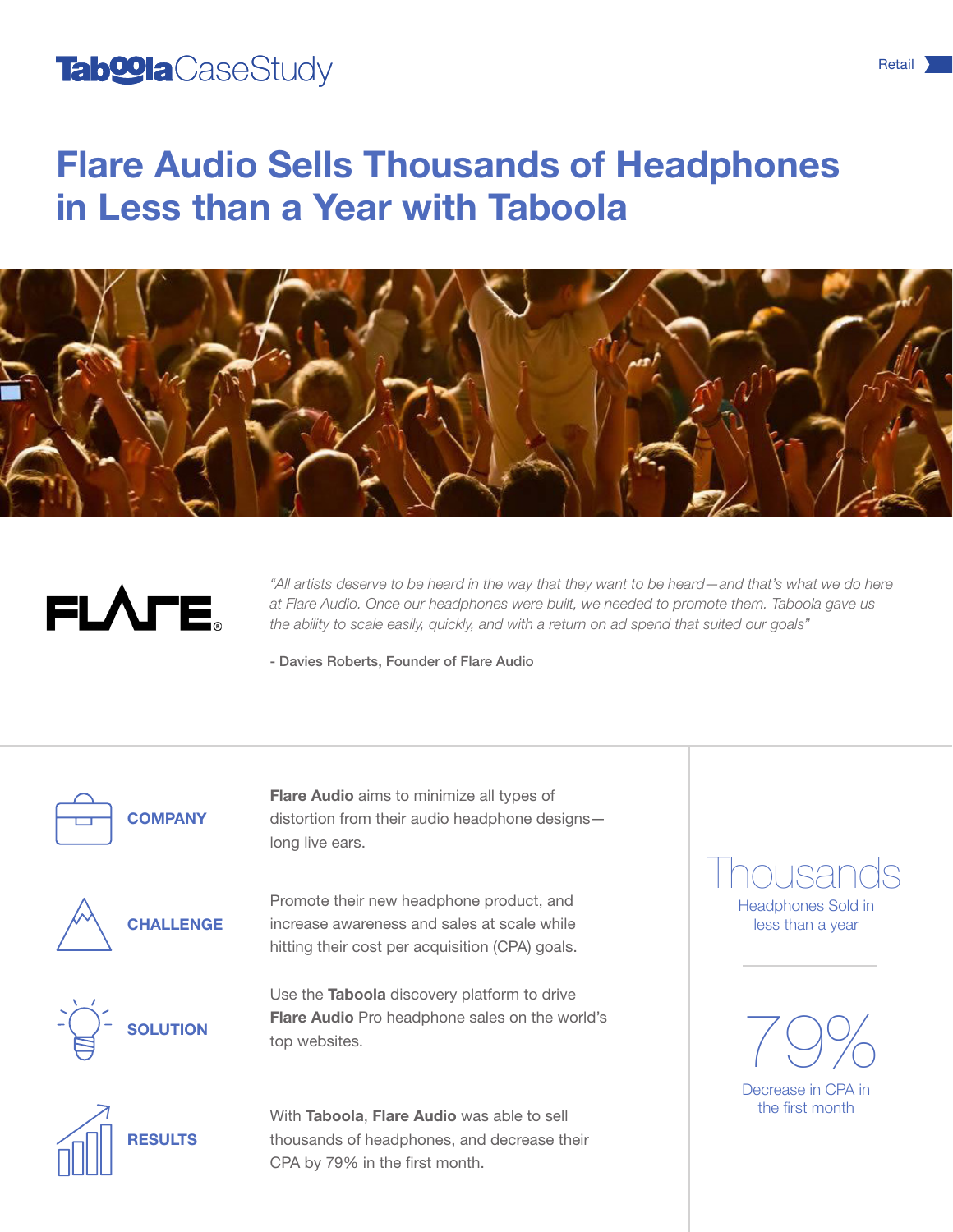Taboola CaseStudy

Retail

# Flare Audio Sells Thousands of Headphones in Less than a Year with Taboola

FLARE®

*"All artists deserve to be heard in the way that they want to be heard—and that's what we do here at Flare Audio. Once our headphones were built, we needed to promote them. Taboola gave us the ability to scale easily, quickly, and with a return on ad spend that suited our goals"*

- Davies Roberts, Founder of Flare Audio

**COMPANY**

**Flare Audio** aims to minimize all types of distortion from their audio headphone designs—long live ears.

**CHALLENGE**

Promote their new headphone product, and increase awareness and sales at scale while hitting their cost per acquisition (CPA) goals.

**SOLUTION**

Use the **Taboola** discovery platform to drive **Flare Audio** Pro headphone sales on the world's top websites.

**RESULTS**

With **Taboola**, **Flare Audio** was able to sell thousands of headphones, and decrease their CPA by 79% in the first month.

Thousands
Headphones Sold in less than a year

79%
Decrease in CPA in the first month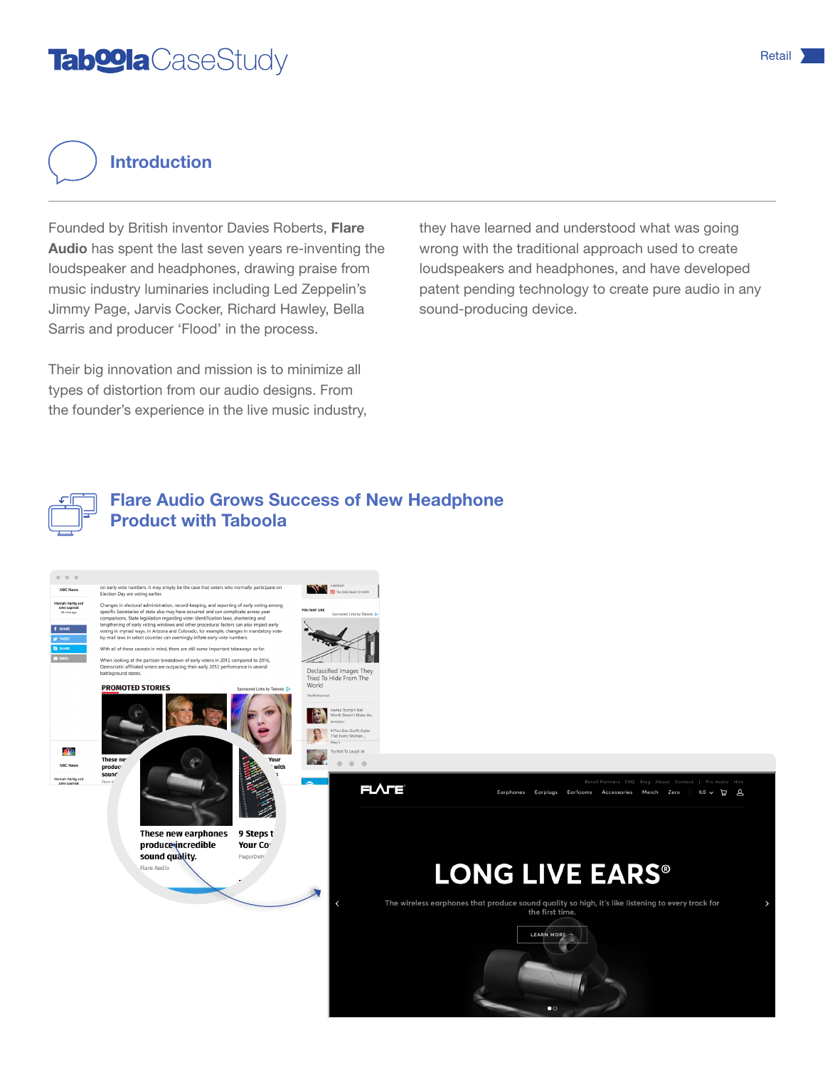## Introduction

Founded by British inventor Davies Roberts, **Flare Audio** has spent the last seven years re-inventing the loudspeaker and headphones, drawing praise from music industry luminaries including Led Zeppelin's Jimmy Page, Jarvis Cocker, Richard Hawley, Bella Sarris and producer 'Flood' in the process.

Their big innovation and mission is to minimize all types of distortion from our audio designs. From the founder's experience in the live music industry, they have learned and understood what was going wrong with the traditional approach used to create loudspeakers and headphones, and have developed patent pending technology to create pure audio in any sound-producing device.

## Flare Audio Grows Success of New Headphone Product with Taboola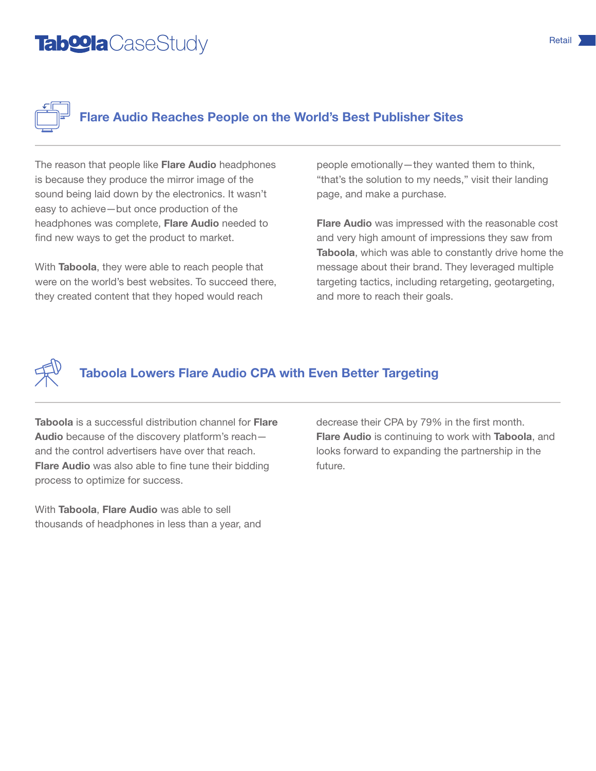## Flare Audio Reaches People on the World's Best Publisher Sites

The reason that people like **Flare Audio** headphones is because they produce the mirror image of the sound being laid down by the electronics. It wasn't easy to achieve—but once production of the headphones was complete, **Flare Audio** needed to find new ways to get the product to market.

With **Taboola**, they were able to reach people that were on the world's best websites. To succeed there, they created content that they hoped would reach people emotionally—they wanted them to think, "that's the solution to my needs," visit their landing page, and make a purchase.

**Flare Audio** was impressed with the reasonable cost and very high amount of impressions they saw from **Taboola**, which was able to constantly drive home the message about their brand. They leveraged multiple targeting tactics, including retargeting, geotargeting, and more to reach their goals.

## Taboola Lowers Flare Audio CPA with Even Better Targeting

**Taboola** is a successful distribution channel for **Flare Audio** because of the discovery platform's reach—and the control advertisers have over that reach. **Flare Audio** was also able to fine tune their bidding process to optimize for success.

With **Taboola**, **Flare Audio** was able to sell thousands of headphones in less than a year, and decrease their CPA by 79% in the first month. **Flare Audio** is continuing to work with **Taboola**, and looks forward to expanding the partnership in the future.